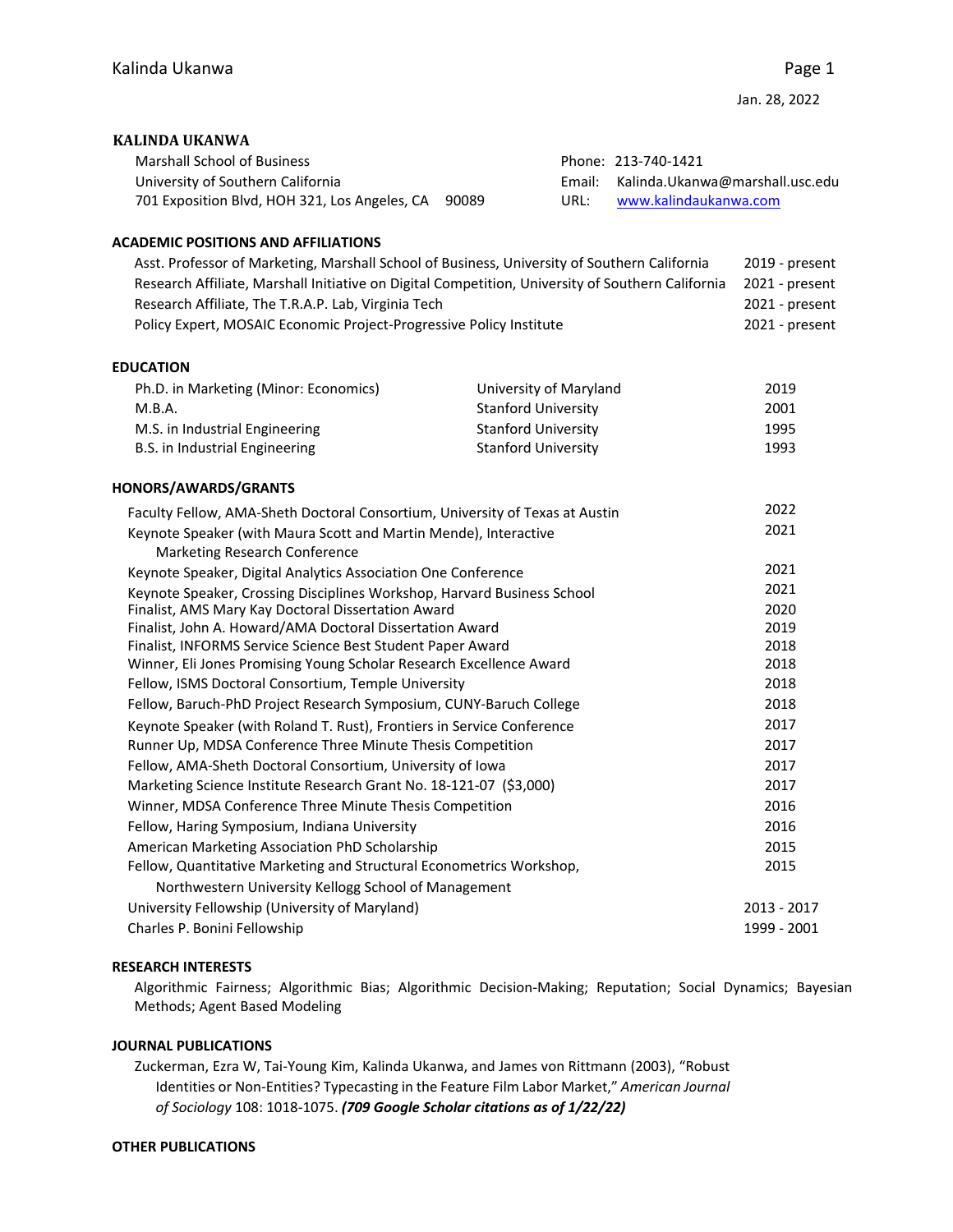Jan. 28, 2022

# KALINDA UKANWA

| | |
|---|---|
| Marshall School of Business | Phone: 213-740-1421 |
| University of Southern California | Email: Kalinda.Ukanwa@marshall.usc.edu |
| 701 Exposition Blvd, HOH 321, Los Angeles, CA 90089 | URL: www.kalindaukanwa.com |

## ACADEMIC POSITIONS AND AFFILIATIONS

| | |
|---|---|
| Asst. Professor of Marketing, Marshall School of Business, University of Southern California | 2019 - present |
| Research Affiliate, Marshall Initiative on Digital Competition, University of Southern California | 2021 - present |
| Research Affiliate, The T.R.A.P. Lab, Virginia Tech | 2021 - present |
| Policy Expert, MOSAIC Economic Project-Progressive Policy Institute | 2021 - present |

## EDUCATION

| | | |
|---|---|---|
| Ph.D. in Marketing (Minor: Economics) | University of Maryland | 2019 |
| M.B.A. | Stanford University | 2001 |
| M.S. in Industrial Engineering | Stanford University | 1995 |
| B.S. in Industrial Engineering | Stanford University | 1993 |

## HONORS/AWARDS/GRANTS

| | |
|---|---|
| Faculty Fellow, AMA-Sheth Doctoral Consortium, University of Texas at Austin | 2022 |
| Keynote Speaker (with Maura Scott and Martin Mende), Interactive Marketing Research Conference | 2021 |
| Keynote Speaker, Digital Analytics Association One Conference | 2021 |
| Keynote Speaker, Crossing Disciplines Workshop, Harvard Business School | 2021 |
| Finalist, AMS Mary Kay Doctoral Dissertation Award | 2020 |
| Finalist, John A. Howard/AMA Doctoral Dissertation Award | 2019 |
| Finalist, INFORMS Service Science Best Student Paper Award | 2018 |
| Winner, Eli Jones Promising Young Scholar Research Excellence Award | 2018 |
| Fellow, ISMS Doctoral Consortium, Temple University | 2018 |
| Fellow, Baruch-PhD Project Research Symposium, CUNY-Baruch College | 2018 |
| Keynote Speaker (with Roland T. Rust), Frontiers in Service Conference | 2017 |
| Runner Up, MDSA Conference Three Minute Thesis Competition | 2017 |
| Fellow, AMA-Sheth Doctoral Consortium, University of Iowa | 2017 |
| Marketing Science Institute Research Grant No. 18-121-07 ($3,000) | 2017 |
| Winner, MDSA Conference Three Minute Thesis Competition | 2016 |
| Fellow, Haring Symposium, Indiana University | 2016 |
| American Marketing Association PhD Scholarship | 2015 |
| Fellow, Quantitative Marketing and Structural Econometrics Workshop, Northwestern University Kellogg School of Management | 2015 |
| University Fellowship (University of Maryland) | 2013 - 2017 |
| Charles P. Bonini Fellowship | 1999 - 2001 |

## RESEARCH INTERESTS

Algorithmic Fairness; Algorithmic Bias; Algorithmic Decision-Making; Reputation; Social Dynamics; Bayesian Methods; Agent Based Modeling

## JOURNAL PUBLICATIONS

Zuckerman, Ezra W, Tai-Young Kim, Kalinda Ukanwa, and James von Rittmann (2003), "Robust Identities or Non-Entities? Typecasting in the Feature Film Labor Market," *American Journal of Sociology* 108: 1018-1075. ***(709 Google Scholar citations as of 1/22/22)***

## OTHER PUBLICATIONS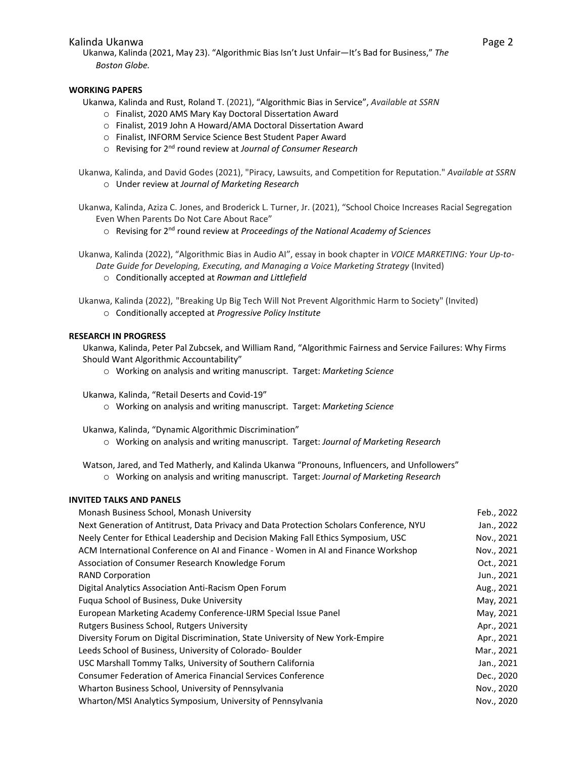Ukanwa, Kalinda (2021, May 23). "Algorithmic Bias Isn't Just Unfair—It's Bad for Business," *The Boston Globe.*

## WORKING PAPERS

Ukanwa, Kalinda and Rust, Roland T. (2021), "Algorithmic Bias in Service", *Available at SSRN*

- Finalist, 2020 AMS Mary Kay Doctoral Dissertation Award
- Finalist, 2019 John A Howard/AMA Doctoral Dissertation Award
- Finalist, INFORM Service Science Best Student Paper Award
- Revising for 2nd round review at *Journal of Consumer Research*

Ukanwa, Kalinda, and David Godes (2021), "Piracy, Lawsuits, and Competition for Reputation." *Available at SSRN*

- Under review at *Journal of Marketing Research*

Ukanwa, Kalinda, Aziza C. Jones, and Broderick L. Turner, Jr. (2021), "School Choice Increases Racial Segregation Even When Parents Do Not Care About Race"

- Revising for 2nd round review at *Proceedings of the National Academy of Sciences*

Ukanwa, Kalinda (2022), "Algorithmic Bias in Audio AI", essay in book chapter in *VOICE MARKETING: Your Up-to-Date Guide for Developing, Executing, and Managing a Voice Marketing Strategy* (Invited)

- Conditionally accepted at *Rowman and Littlefield*

Ukanwa, Kalinda (2022), "Breaking Up Big Tech Will Not Prevent Algorithmic Harm to Society" (Invited)

- Conditionally accepted at *Progressive Policy Institute*

## RESEARCH IN PROGRESS

Ukanwa, Kalinda, Peter Pal Zubcsek, and William Rand, "Algorithmic Fairness and Service Failures: Why Firms Should Want Algorithmic Accountability"

- Working on analysis and writing manuscript. Target: *Marketing Science*

Ukanwa, Kalinda, "Retail Deserts and Covid-19"

- Working on analysis and writing manuscript. Target: *Marketing Science*

Ukanwa, Kalinda, "Dynamic Algorithmic Discrimination"

- Working on analysis and writing manuscript. Target: *Journal of Marketing Research*

Watson, Jared, and Ted Matherly, and Kalinda Ukanwa "Pronouns, Influencers, and Unfollowers"

- Working on analysis and writing manuscript. Target: *Journal of Marketing Research*

## INVITED TALKS AND PANELS

| | |
|---|---|
| Monash Business School, Monash University | Feb., 2022 |
| Next Generation of Antitrust, Data Privacy and Data Protection Scholars Conference, NYU | Jan., 2022 |
| Neely Center for Ethical Leadership and Decision Making Fall Ethics Symposium, USC | Nov., 2021 |
| ACM International Conference on AI and Finance - Women in AI and Finance Workshop | Nov., 2021 |
| Association of Consumer Research Knowledge Forum | Oct., 2021 |
| RAND Corporation | Jun., 2021 |
| Digital Analytics Association Anti-Racism Open Forum | Aug., 2021 |
| Fuqua School of Business, Duke University | May, 2021 |
| European Marketing Academy Conference-IJRM Special Issue Panel | May, 2021 |
| Rutgers Business School, Rutgers University | Apr., 2021 |
| Diversity Forum on Digital Discrimination, State University of New York-Empire | Apr., 2021 |
| Leeds School of Business, University of Colorado- Boulder | Mar., 2021 |
| USC Marshall Tommy Talks, University of Southern California | Jan., 2021 |
| Consumer Federation of America Financial Services Conference | Dec., 2020 |
| Wharton Business School, University of Pennsylvania | Nov., 2020 |
| Wharton/MSI Analytics Symposium, University of Pennsylvania | Nov., 2020 |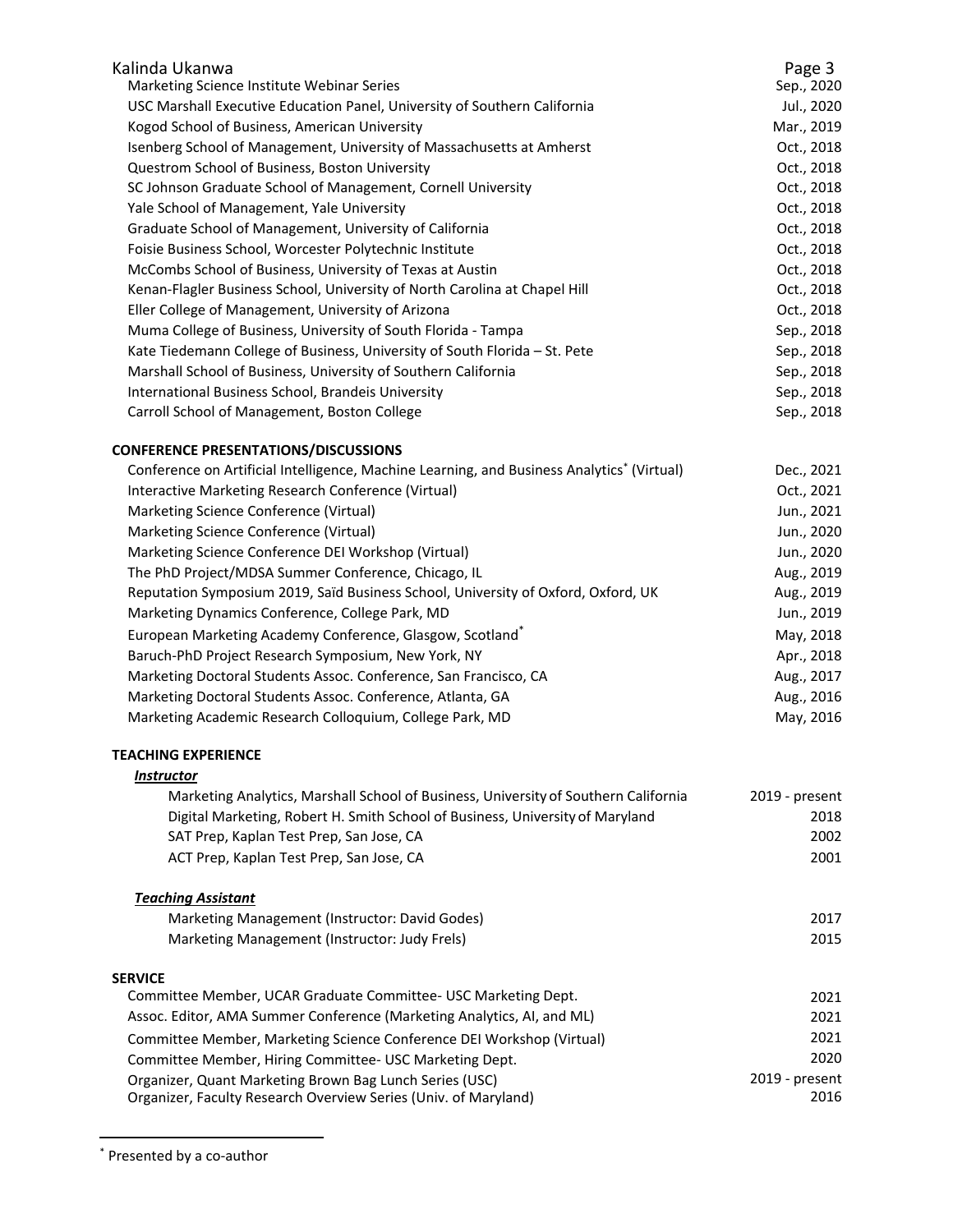Marketing Science Institute Webinar Series | Sep., 2020
USC Marshall Executive Education Panel, University of Southern California | Jul., 2020
Kogod School of Business, American University | Mar., 2019
Isenberg School of Management, University of Massachusetts at Amherst | Oct., 2018
Questrom School of Business, Boston University | Oct., 2018
SC Johnson Graduate School of Management, Cornell University | Oct., 2018
Yale School of Management, Yale University | Oct., 2018
Graduate School of Management, University of California | Oct., 2018
Foisie Business School, Worcester Polytechnic Institute | Oct., 2018
McCombs School of Business, University of Texas at Austin | Oct., 2018
Kenan-Flagler Business School, University of North Carolina at Chapel Hill | Oct., 2018
Eller College of Management, University of Arizona | Oct., 2018
Muma College of Business, University of South Florida - Tampa | Sep., 2018
Kate Tiedemann College of Business, University of South Florida – St. Pete | Sep., 2018
Marshall School of Business, University of Southern California | Sep., 2018
International Business School, Brandeis University | Sep., 2018
Carroll School of Management, Boston College | Sep., 2018

## CONFERENCE PRESENTATIONS/DISCUSSIONS

- Conference on Artificial Intelligence, Machine Learning, and Business Analytics* (Virtual) — Dec., 2021
- Interactive Marketing Research Conference (Virtual) — Oct., 2021
- Marketing Science Conference (Virtual) — Jun., 2021
- Marketing Science Conference (Virtual) — Jun., 2020
- Marketing Science Conference DEI Workshop (Virtual) — Jun., 2020
- The PhD Project/MDSA Summer Conference, Chicago, IL — Aug., 2019
- Reputation Symposium 2019, Saïd Business School, University of Oxford, Oxford, UK — Aug., 2019
- Marketing Dynamics Conference, College Park, MD — Jun., 2019
- European Marketing Academy Conference, Glasgow, Scotland* — May, 2018
- Baruch-PhD Project Research Symposium, New York, NY — Apr., 2018
- Marketing Doctoral Students Assoc. Conference, San Francisco, CA — Aug., 2017
- Marketing Doctoral Students Assoc. Conference, Atlanta, GA — Aug., 2016
- Marketing Academic Research Colloquium, College Park, MD — May, 2016

## TEACHING EXPERIENCE

***Instructor***

- Marketing Analytics, Marshall School of Business, University of Southern California — 2019 - present
- Digital Marketing, Robert H. Smith School of Business, University of Maryland — 2018
- SAT Prep, Kaplan Test Prep, San Jose, CA — 2002
- ACT Prep, Kaplan Test Prep, San Jose, CA — 2001

***Teaching Assistant***

- Marketing Management (Instructor: David Godes) — 2017
- Marketing Management (Instructor: Judy Frels) — 2015

## SERVICE

- Committee Member, UCAR Graduate Committee- USC Marketing Dept. — 2021
- Assoc. Editor, AMA Summer Conference (Marketing Analytics, AI, and ML) — 2021
- Committee Member, Marketing Science Conference DEI Workshop (Virtual) — 2021
- Committee Member, Hiring Committee- USC Marketing Dept. — 2020
- Organizer, Quant Marketing Brown Bag Lunch Series (USC) — 2019 - present
- Organizer, Faculty Research Overview Series (Univ. of Maryland) — 2016

---

* Presented by a co-author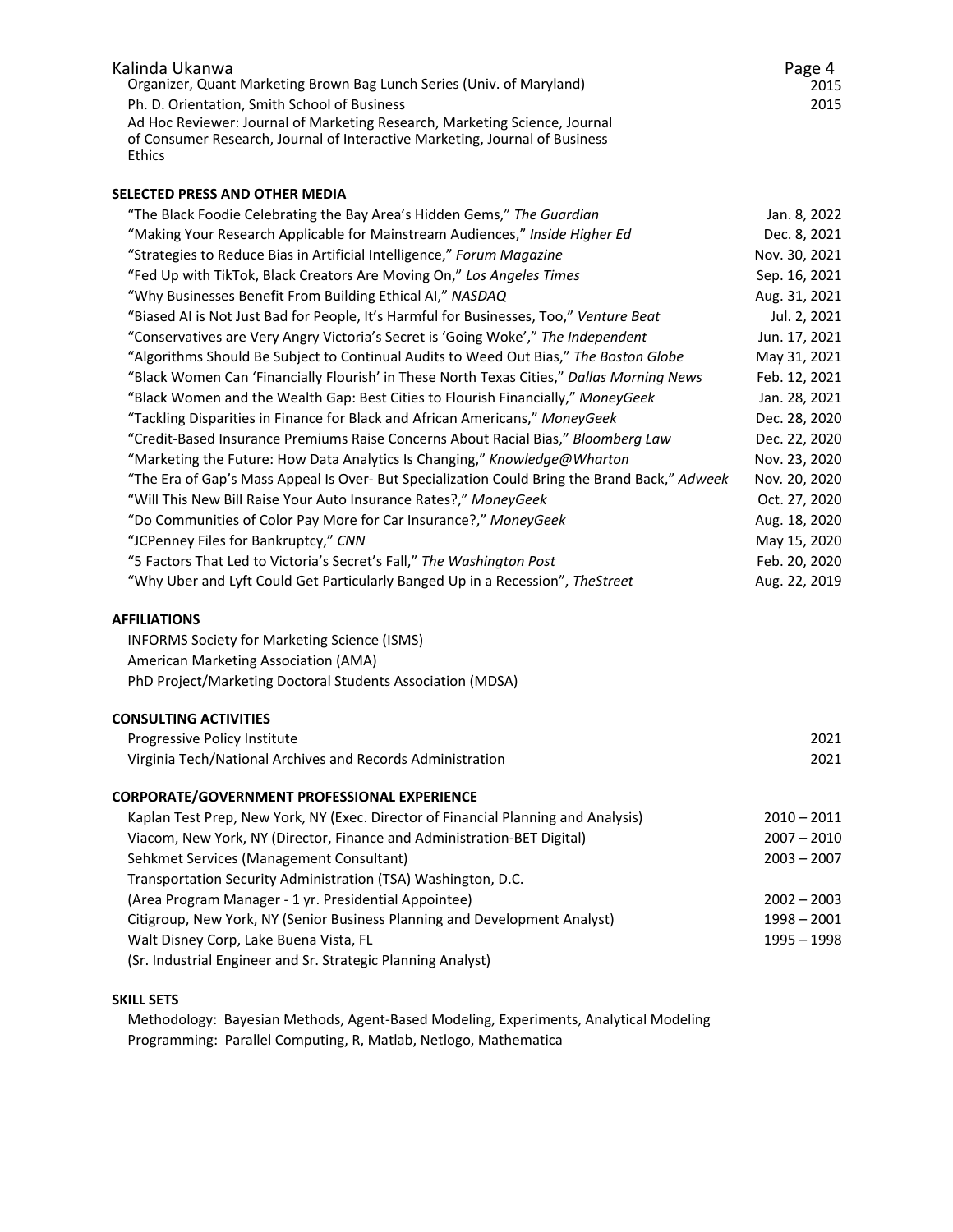| | |
|---|---|
| Organizer, Quant Marketing Brown Bag Lunch Series (Univ. of Maryland) | 2015 |
| Ph. D. Orientation, Smith School of Business | 2015 |
| Ad Hoc Reviewer: Journal of Marketing Research, Marketing Science, Journal of Consumer Research, Journal of Interactive Marketing, Journal of Business Ethics | |

## SELECTED PRESS AND OTHER MEDIA

| | |
|---|---|
| "The Black Foodie Celebrating the Bay Area's Hidden Gems," *The Guardian* | Jan. 8, 2022 |
| "Making Your Research Applicable for Mainstream Audiences," *Inside Higher Ed* | Dec. 8, 2021 |
| "Strategies to Reduce Bias in Artificial Intelligence," *Forum Magazine* | Nov. 30, 2021 |
| "Fed Up with TikTok, Black Creators Are Moving On," *Los Angeles Times* | Sep. 16, 2021 |
| "Why Businesses Benefit From Building Ethical AI," *NASDAQ* | Aug. 31, 2021 |
| "Biased AI is Not Just Bad for People, It's Harmful for Businesses, Too," *Venture Beat* | Jul. 2, 2021 |
| "Conservatives are Very Angry Victoria's Secret is 'Going Woke'," *The Independent* | Jun. 17, 2021 |
| "Algorithms Should Be Subject to Continual Audits to Weed Out Bias," *The Boston Globe* | May 31, 2021 |
| "Black Women Can 'Financially Flourish' in These North Texas Cities," *Dallas Morning News* | Feb. 12, 2021 |
| "Black Women and the Wealth Gap: Best Cities to Flourish Financially," *MoneyGeek* | Jan. 28, 2021 |
| "Tackling Disparities in Finance for Black and African Americans," *MoneyGeek* | Dec. 28, 2020 |
| "Credit-Based Insurance Premiums Raise Concerns About Racial Bias," *Bloomberg Law* | Dec. 22, 2020 |
| "Marketing the Future: How Data Analytics Is Changing," *Knowledge@Wharton* | Nov. 23, 2020 |
| "The Era of Gap's Mass Appeal Is Over- But Specialization Could Bring the Brand Back," *Adweek* | Nov. 20, 2020 |
| "Will This New Bill Raise Your Auto Insurance Rates?," *MoneyGeek* | Oct. 27, 2020 |
| "Do Communities of Color Pay More for Car Insurance?," *MoneyGeek* | Aug. 18, 2020 |
| "JCPenney Files for Bankruptcy," *CNN* | May 15, 2020 |
| "5 Factors That Led to Victoria's Secret's Fall," *The Washington Post* | Feb. 20, 2020 |
| "Why Uber and Lyft Could Get Particularly Banged Up in a Recession", *TheStreet* | Aug. 22, 2019 |

## AFFILIATIONS

INFORMS Society for Marketing Science (ISMS)
American Marketing Association (AMA)
PhD Project/Marketing Doctoral Students Association (MDSA)

## CONSULTING ACTIVITIES

| | |
|---|---|
| Progressive Policy Institute | 2021 |
| Virginia Tech/National Archives and Records Administration | 2021 |

## CORPORATE/GOVERNMENT PROFESSIONAL EXPERIENCE

| | |
|---|---|
| Kaplan Test Prep, New York, NY (Exec. Director of Financial Planning and Analysis) | 2010 – 2011 |
| Viacom, New York, NY (Director, Finance and Administration-BET Digital) | 2007 – 2010 |
| Sehkmet Services (Management Consultant) | 2003 – 2007 |
| Transportation Security Administration (TSA) Washington, D.C. (Area Program Manager - 1 yr. Presidential Appointee) | 2002 – 2003 |
| Citigroup, New York, NY (Senior Business Planning and Development Analyst) | 1998 – 2001 |
| Walt Disney Corp, Lake Buena Vista, FL (Sr. Industrial Engineer and Sr. Strategic Planning Analyst) | 1995 – 1998 |

## SKILL SETS

Methodology: Bayesian Methods, Agent-Based Modeling, Experiments, Analytical Modeling
Programming: Parallel Computing, R, Matlab, Netlogo, Mathematica